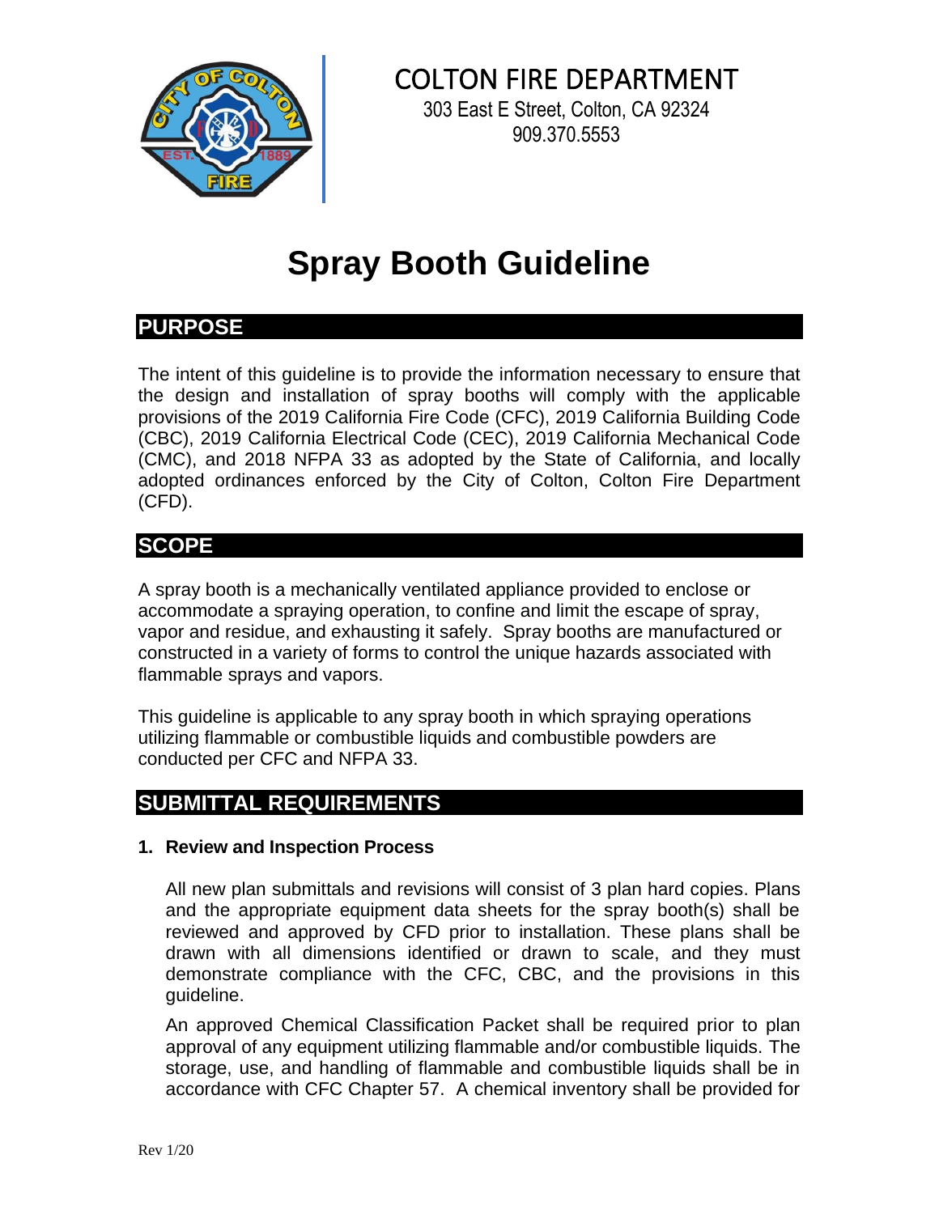# COLTON FIRE DEPARTMENT

303 East E Street, Colton, CA 92324
909.370.5553

# Spray Booth Guideline

## PURPOSE

The intent of this guideline is to provide the information necessary to ensure that the design and installation of spray booths will comply with the applicable provisions of the 2019 California Fire Code (CFC), 2019 California Building Code (CBC), 2019 California Electrical Code (CEC), 2019 California Mechanical Code (CMC), and 2018 NFPA 33 as adopted by the State of California, and locally adopted ordinances enforced by the City of Colton, Colton Fire Department (CFD).

## SCOPE

A spray booth is a mechanically ventilated appliance provided to enclose or accommodate a spraying operation, to confine and limit the escape of spray, vapor and residue, and exhausting it safely. Spray booths are manufactured or constructed in a variety of forms to control the unique hazards associated with flammable sprays and vapors.

This guideline is applicable to any spray booth in which spraying operations utilizing flammable or combustible liquids and combustible powders are conducted per CFC and NFPA 33.

## SUBMITTAL REQUIREMENTS

**1. Review and Inspection Process**

All new plan submittals and revisions will consist of 3 plan hard copies. Plans and the appropriate equipment data sheets for the spray booth(s) shall be reviewed and approved by CFD prior to installation. These plans shall be drawn with all dimensions identified or drawn to scale, and they must demonstrate compliance with the CFC, CBC, and the provisions in this guideline.

An approved Chemical Classification Packet shall be required prior to plan approval of any equipment utilizing flammable and/or combustible liquids. The storage, use, and handling of flammable and combustible liquids shall be in accordance with CFC Chapter 57. A chemical inventory shall be provided for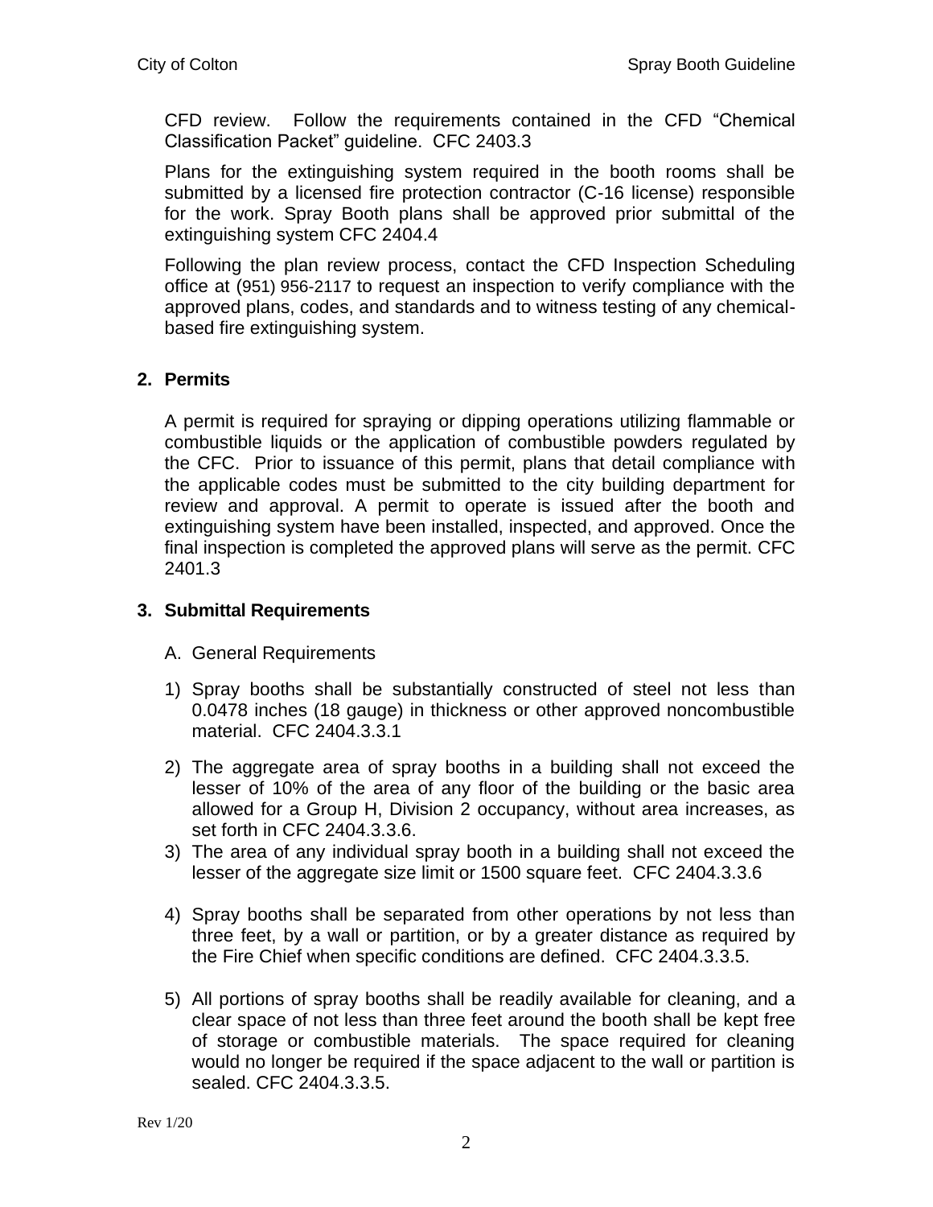CFD review. Follow the requirements contained in the CFD "Chemical Classification Packet" guideline. CFC 2403.3

Plans for the extinguishing system required in the booth rooms shall be submitted by a licensed fire protection contractor (C-16 license) responsible for the work. Spray Booth plans shall be approved prior submittal of the extinguishing system CFC 2404.4

Following the plan review process, contact the CFD Inspection Scheduling office at (951) 956-2117 to request an inspection to verify compliance with the approved plans, codes, and standards and to witness testing of any chemical-based fire extinguishing system.

## 2. Permits

A permit is required for spraying or dipping operations utilizing flammable or combustible liquids or the application of combustible powders regulated by the CFC. Prior to issuance of this permit, plans that detail compliance with the applicable codes must be submitted to the city building department for review and approval. A permit to operate is issued after the booth and extinguishing system have been installed, inspected, and approved. Once the final inspection is completed the approved plans will serve as the permit. CFC 2401.3

## 3. Submittal Requirements

A. General Requirements

1) Spray booths shall be substantially constructed of steel not less than 0.0478 inches (18 gauge) in thickness or other approved noncombustible material. CFC 2404.3.3.1
2) The aggregate area of spray booths in a building shall not exceed the lesser of 10% of the area of any floor of the building or the basic area allowed for a Group H, Division 2 occupancy, without area increases, as set forth in CFC 2404.3.3.6.
3) The area of any individual spray booth in a building shall not exceed the lesser of the aggregate size limit or 1500 square feet. CFC 2404.3.3.6
4) Spray booths shall be separated from other operations by not less than three feet, by a wall or partition, or by a greater distance as required by the Fire Chief when specific conditions are defined. CFC 2404.3.3.5.
5) All portions of spray booths shall be readily available for cleaning, and a clear space of not less than three feet around the booth shall be kept free of storage or combustible materials. The space required for cleaning would no longer be required if the space adjacent to the wall or partition is sealed. CFC 2404.3.3.5.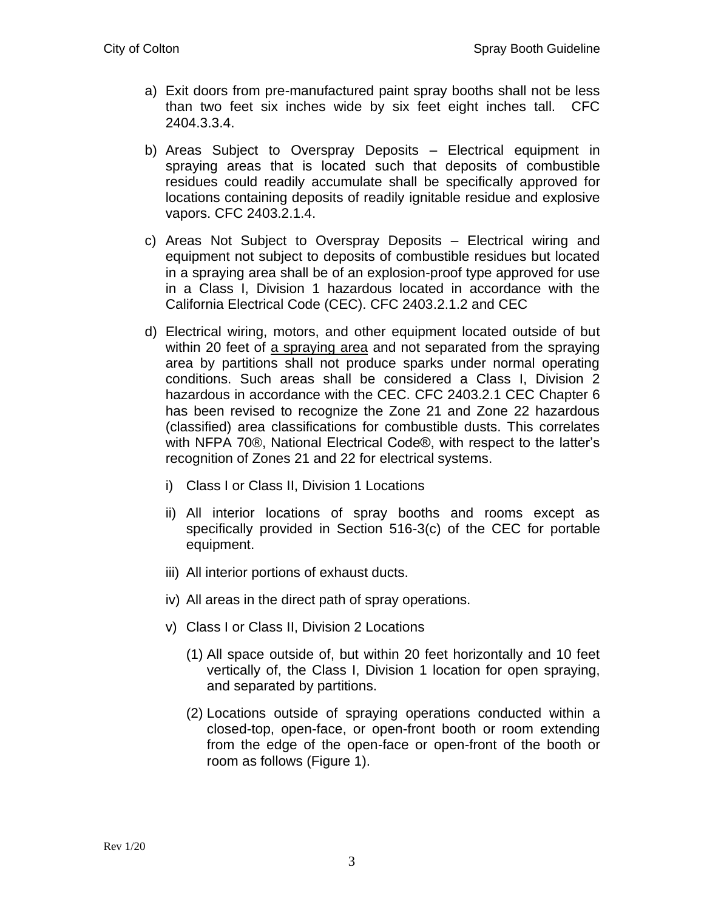a) Exit doors from pre-manufactured paint spray booths shall not be less than two feet six inches wide by six feet eight inches tall. CFC 2404.3.3.4.

b) Areas Subject to Overspray Deposits – Electrical equipment in spraying areas that is located such that deposits of combustible residues could readily accumulate shall be specifically approved for locations containing deposits of readily ignitable residue and explosive vapors. CFC 2403.2.1.4.

c) Areas Not Subject to Overspray Deposits – Electrical wiring and equipment not subject to deposits of combustible residues but located in a spraying area shall be of an explosion-proof type approved for use in a Class I, Division 1 hazardous located in accordance with the California Electrical Code (CEC). CFC 2403.2.1.2 and CEC

d) Electrical wiring, motors, and other equipment located outside of but within 20 feet of <u>a spraying area</u> and not separated from the spraying area by partitions shall not produce sparks under normal operating conditions. Such areas shall be considered a Class I, Division 2 hazardous in accordance with the CEC. CFC 2403.2.1 CEC Chapter 6 has been revised to recognize the Zone 21 and Zone 22 hazardous (classified) area classifications for combustible dusts. This correlates with NFPA 70®, National Electrical Code®, with respect to the latter's recognition of Zones 21 and 22 for electrical systems.

   i) Class I or Class II, Division 1 Locations

   ii) All interior locations of spray booths and rooms except as specifically provided in Section 516-3(c) of the CEC for portable equipment.

   iii) All interior portions of exhaust ducts.

   iv) All areas in the direct path of spray operations.

   v) Class I or Class II, Division 2 Locations

      (1) All space outside of, but within 20 feet horizontally and 10 feet vertically of, the Class I, Division 1 location for open spraying, and separated by partitions.

      (2) Locations outside of spraying operations conducted within a closed-top, open-face, or open-front booth or room extending from the edge of the open-face or open-front of the booth or room as follows (Figure 1).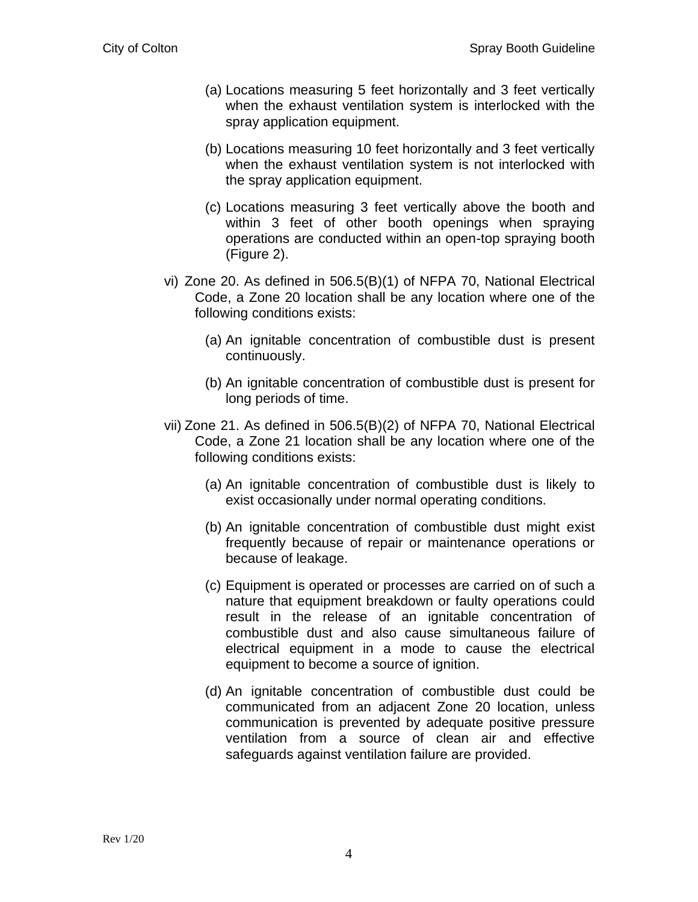(a) Locations measuring 5 feet horizontally and 3 feet vertically when the exhaust ventilation system is interlocked with the spray application equipment.

(b) Locations measuring 10 feet horizontally and 3 feet vertically when the exhaust ventilation system is not interlocked with the spray application equipment.

(c) Locations measuring 3 feet vertically above the booth and within 3 feet of other booth openings when spraying operations are conducted within an open-top spraying booth (Figure 2).

vi) Zone 20. As defined in 506.5(B)(1) of NFPA 70, National Electrical Code, a Zone 20 location shall be any location where one of the following conditions exists:

(a) An ignitable concentration of combustible dust is present continuously.

(b) An ignitable concentration of combustible dust is present for long periods of time.

vii) Zone 21. As defined in 506.5(B)(2) of NFPA 70, National Electrical Code, a Zone 21 location shall be any location where one of the following conditions exists:

(a) An ignitable concentration of combustible dust is likely to exist occasionally under normal operating conditions.

(b) An ignitable concentration of combustible dust might exist frequently because of repair or maintenance operations or because of leakage.

(c) Equipment is operated or processes are carried on of such a nature that equipment breakdown or faulty operations could result in the release of an ignitable concentration of combustible dust and also cause simultaneous failure of electrical equipment in a mode to cause the electrical equipment to become a source of ignition.

(d) An ignitable concentration of combustible dust could be communicated from an adjacent Zone 20 location, unless communication is prevented by adequate positive pressure ventilation from a source of clean air and effective safeguards against ventilation failure are provided.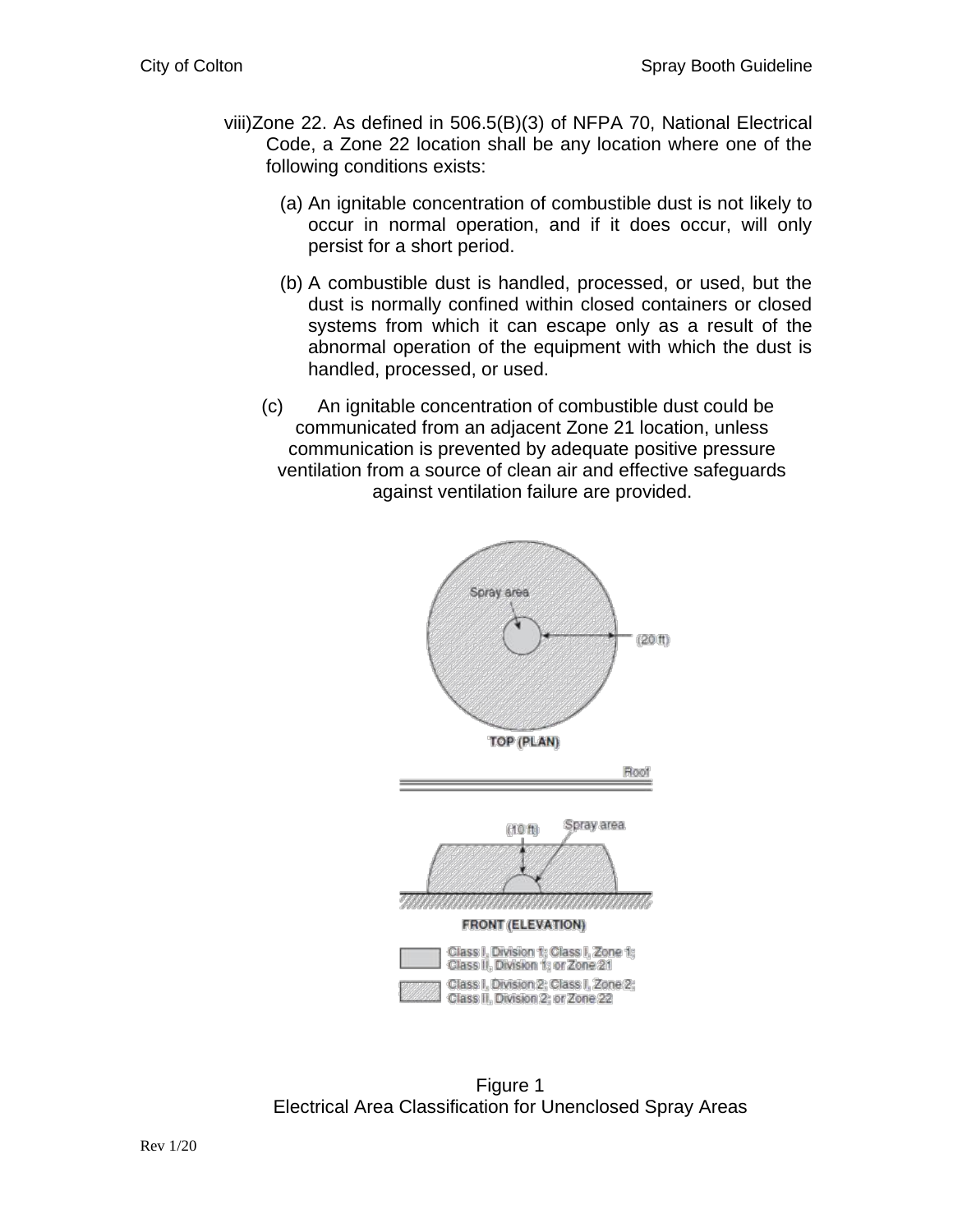viii) Zone 22. As defined in 506.5(B)(3) of NFPA 70, National Electrical Code, a Zone 22 location shall be any location where one of the following conditions exists:

(a) An ignitable concentration of combustible dust is not likely to occur in normal operation, and if it does occur, will only persist for a short period.

(b) A combustible dust is handled, processed, or used, but the dust is normally confined within closed containers or closed systems from which it can escape only as a result of the abnormal operation of the equipment with which the dust is handled, processed, or used.

(c) An ignitable concentration of combustible dust could be communicated from an adjacent Zone 21 location, unless communication is prevented by adequate positive pressure ventilation from a source of clean air and effective safeguards against ventilation failure are provided.

Figure 1
Electrical Area Classification for Unenclosed Spray Areas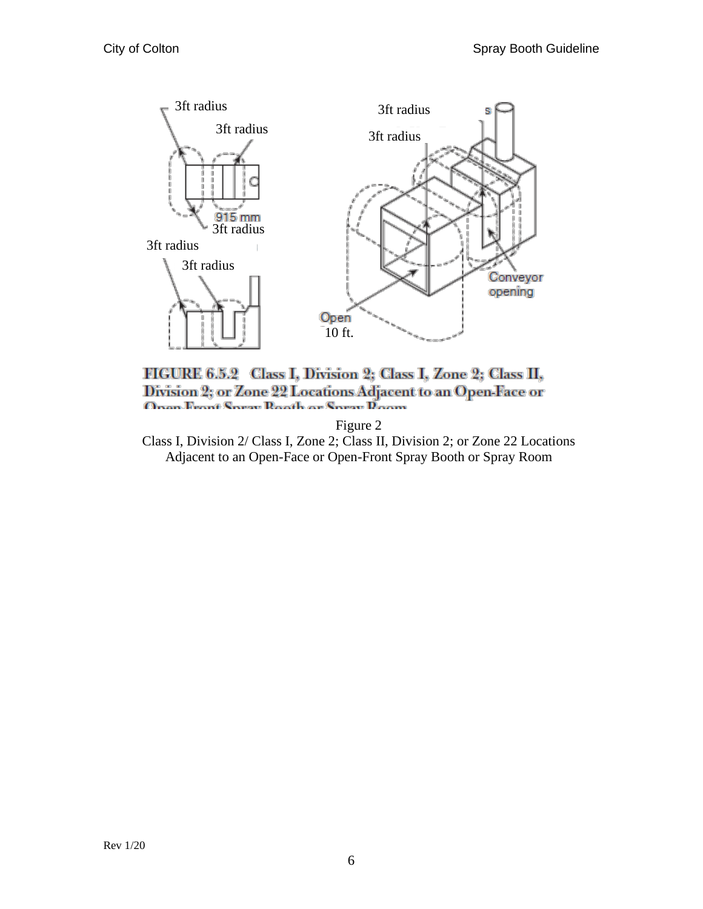3ft radius

3ft radius

915 mm

3ft radius

3ft radius

3ft radius

3ft radius

3ft radius

Conveyor opening

Open

10 ft.

**FIGURE 6.5.2 Class I, Division 2; Class I, Zone 2; Class II, Division 2; or Zone 22 Locations Adjacent to an Open-Face or Open-Front Spray Booth or Spray Room**

Figure 2
Class I, Division 2/ Class I, Zone 2; Class II, Division 2; or Zone 22 Locations Adjacent to an Open-Face or Open-Front Spray Booth or Spray Room

Rev 1/20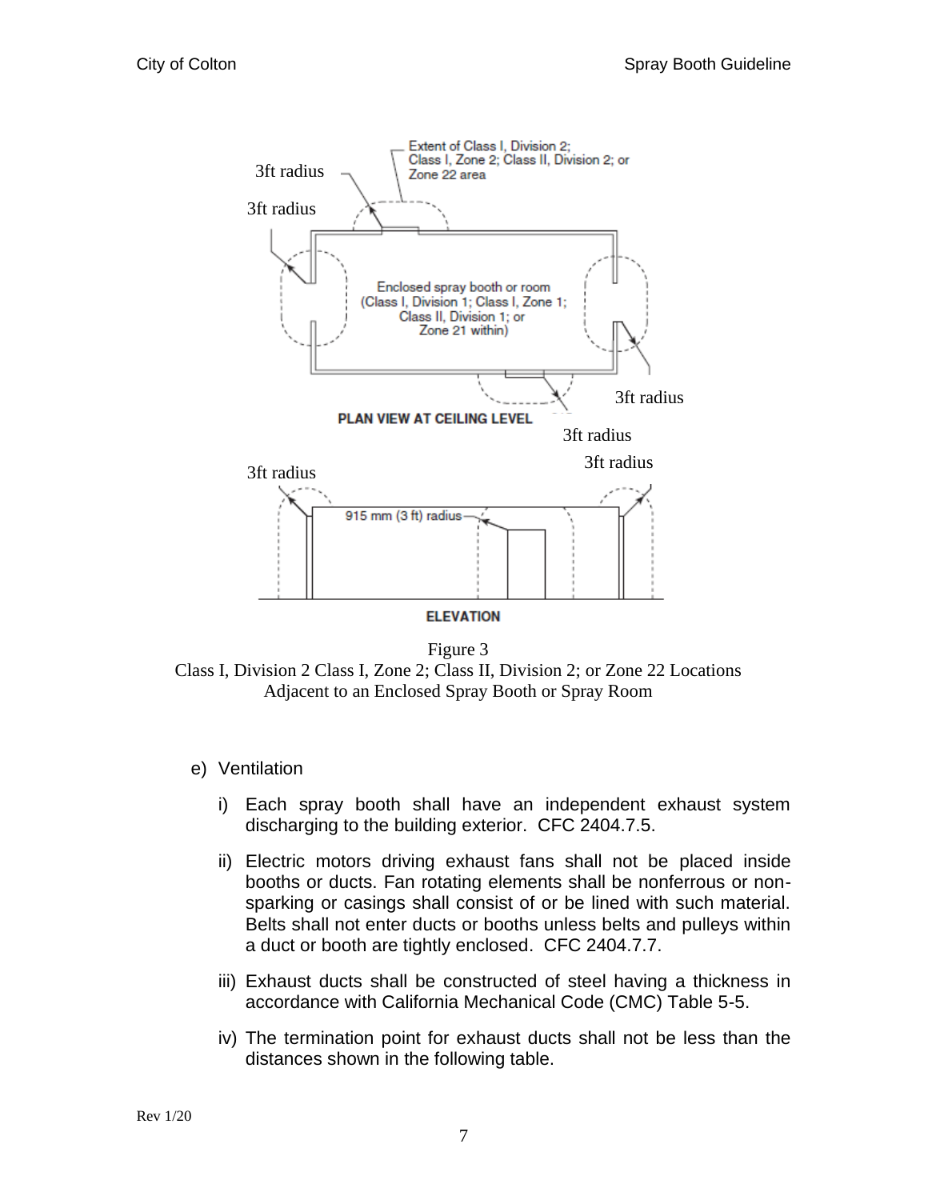Figure 3
Class I, Division 2 Class I, Zone 2; Class II, Division 2; or Zone 22 Locations Adjacent to an Enclosed Spray Booth or Spray Room

e) Ventilation

i) Each spray booth shall have an independent exhaust system discharging to the building exterior. CFC 2404.7.5.

ii) Electric motors driving exhaust fans shall not be placed inside booths or ducts. Fan rotating elements shall be nonferrous or non-sparking or casings shall consist of or be lined with such material. Belts shall not enter ducts or booths unless belts and pulleys within a duct or booth are tightly enclosed. CFC 2404.7.7.

iii) Exhaust ducts shall be constructed of steel having a thickness in accordance with California Mechanical Code (CMC) Table 5-5.

iv) The termination point for exhaust ducts shall not be less than the distances shown in the following table.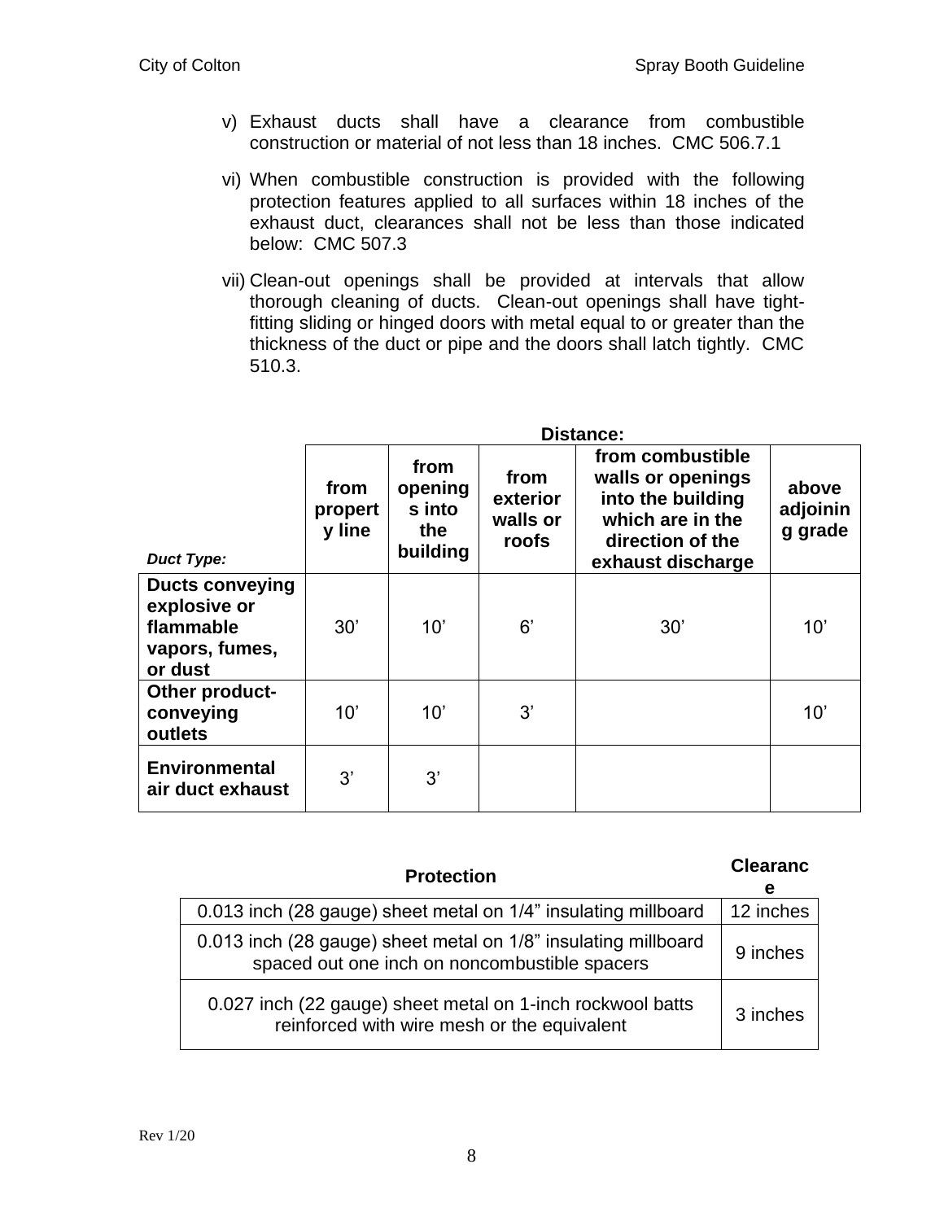v) Exhaust ducts shall have a clearance from combustible construction or material of not less than 18 inches. CMC 506.7.1

vi) When combustible construction is provided with the following protection features applied to all surfaces within 18 inches of the exhaust duct, clearances shall not be less than those indicated below: CMC 507.3

vii) Clean-out openings shall be provided at intervals that allow thorough cleaning of ducts. Clean-out openings shall have tight-fitting sliding or hinged doors with metal equal to or greater than the thickness of the duct or pipe and the doors shall latch tightly. CMC 510.3.

| | Distance: | | | | |
|---|---|---|---|---|---|
| *Duct Type:* | **from property line** | **from openings into the building** | **from exterior walls or roofs** | **from combustible walls or openings into the building which are in the direction of the exhaust discharge** | **above adjoining grade** |
| **Ducts conveying explosive or flammable vapors, fumes, or dust** | 30’ | 10’ | 6’ | 30’ | 10’ |
| **Other product-conveying outlets** | 10’ | 10’ | 3’ | | 10’ |
| **Environmental air duct exhaust** | 3’ | 3’ | | | |

| Protection | Clearance |
|---|---|
| 0.013 inch (28 gauge) sheet metal on 1/4” insulating millboard | 12 inches |
| 0.013 inch (28 gauge) sheet metal on 1/8” insulating millboard spaced out one inch on noncombustible spacers | 9 inches |
| 0.027 inch (22 gauge) sheet metal on 1-inch rockwool batts reinforced with wire mesh or the equivalent | 3 inches |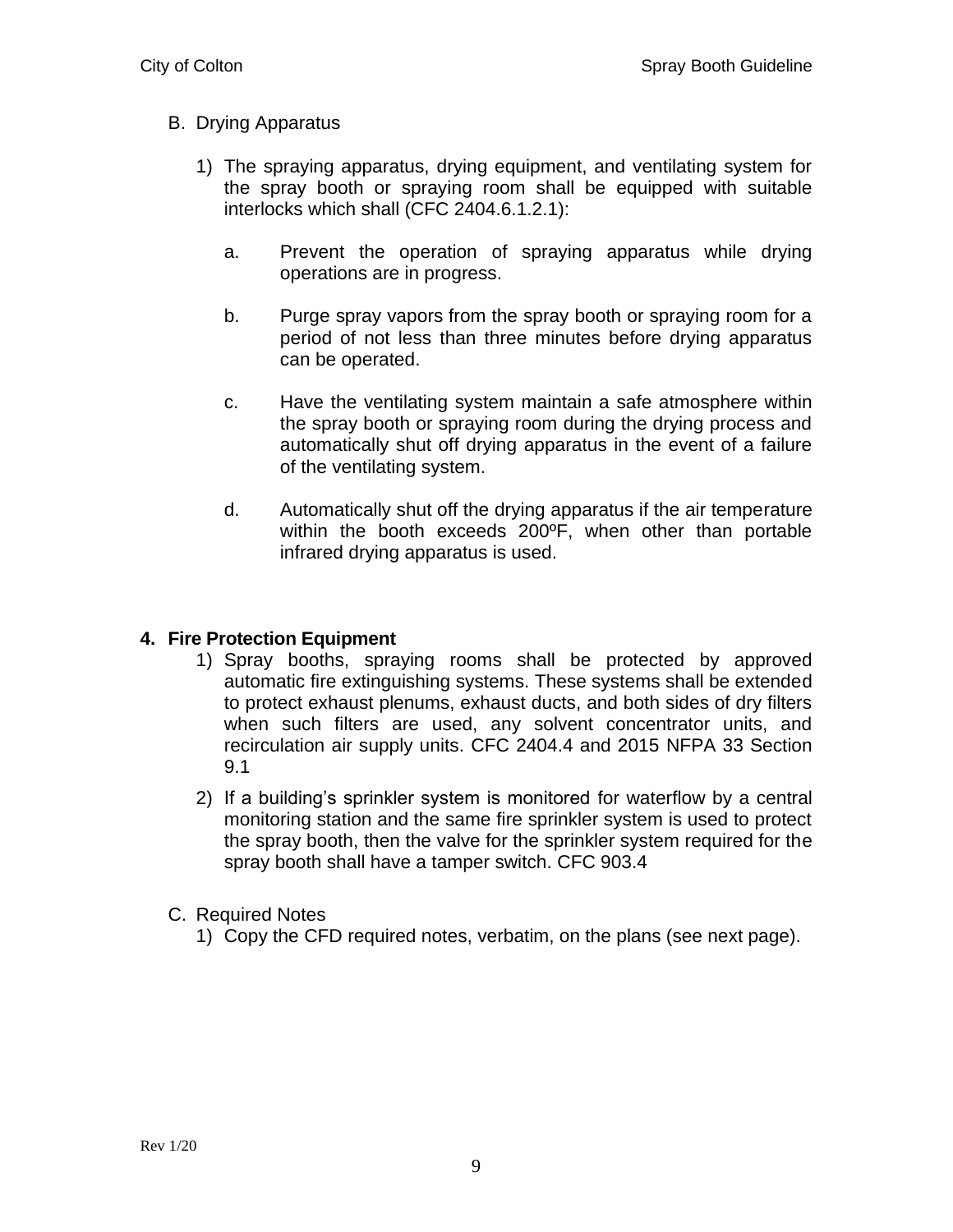B. Drying Apparatus

1) The spraying apparatus, drying equipment, and ventilating system for the spray booth or spraying room shall be equipped with suitable interlocks which shall (CFC 2404.6.1.2.1):

   a. Prevent the operation of spraying apparatus while drying operations are in progress.

   b. Purge spray vapors from the spray booth or spraying room for a period of not less than three minutes before drying apparatus can be operated.

   c. Have the ventilating system maintain a safe atmosphere within the spray booth or spraying room during the drying process and automatically shut off drying apparatus in the event of a failure of the ventilating system.

   d. Automatically shut off the drying apparatus if the air temperature within the booth exceeds 200ºF, when other than portable infrared drying apparatus is used.

**4. Fire Protection Equipment**

1) Spray booths, spraying rooms shall be protected by approved automatic fire extinguishing systems. These systems shall be extended to protect exhaust plenums, exhaust ducts, and both sides of dry filters when such filters are used, any solvent concentrator units, and recirculation air supply units. CFC 2404.4 and 2015 NFPA 33 Section 9.1

2) If a building's sprinkler system is monitored for waterflow by a central monitoring station and the same fire sprinkler system is used to protect the spray booth, then the valve for the sprinkler system required for the spray booth shall have a tamper switch. CFC 903.4

C. Required Notes

1) Copy the CFD required notes, verbatim, on the plans (see next page).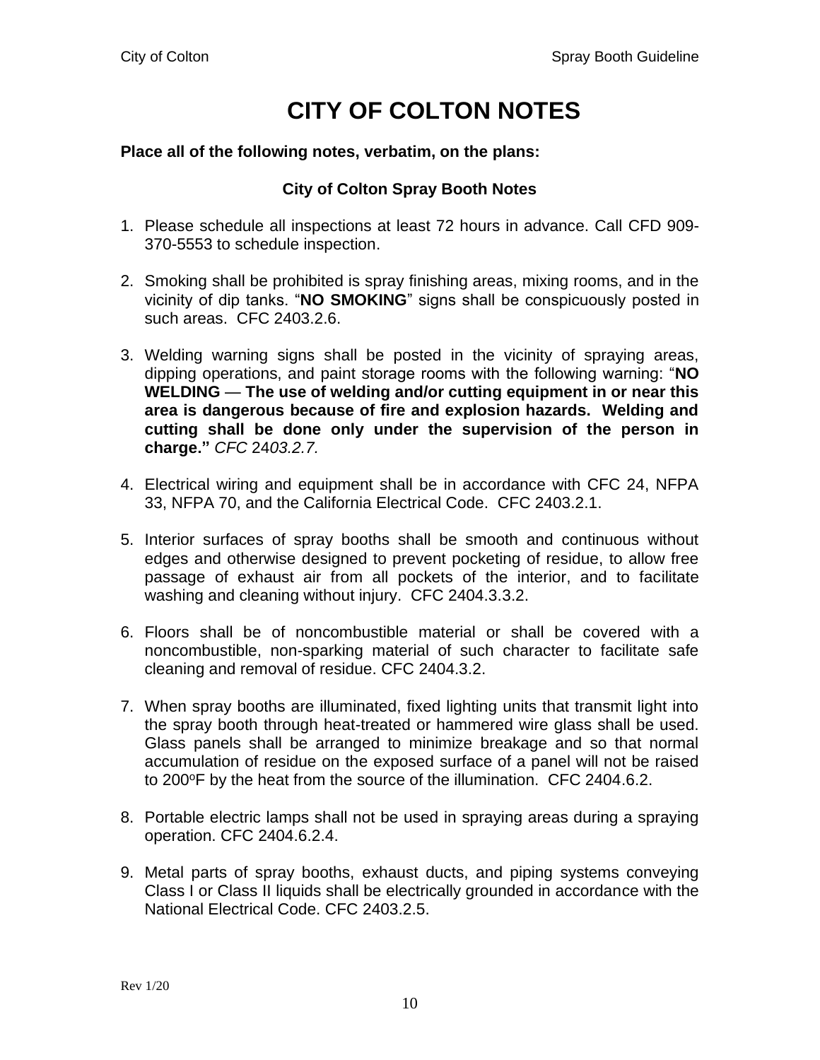# CITY OF COLTON NOTES

**Place all of the following notes, verbatim, on the plans:**

### City of Colton Spray Booth Notes

1. Please schedule all inspections at least 72 hours in advance. Call CFD 909-370-5553 to schedule inspection.
2. Smoking shall be prohibited is spray finishing areas, mixing rooms, and in the vicinity of dip tanks. "**NO SMOKING**" signs shall be conspicuously posted in such areas. CFC 2403.2.6.
3. Welding warning signs shall be posted in the vicinity of spraying areas, dipping operations, and paint storage rooms with the following warning: "**NO WELDING — The use of welding and/or cutting equipment in or near this area is dangerous because of fire and explosion hazards. Welding and cutting shall be done only under the supervision of the person in charge."** *CFC 2403.2.7.*
4. Electrical wiring and equipment shall be in accordance with CFC 24, NFPA 33, NFPA 70, and the California Electrical Code. CFC 2403.2.1.
5. Interior surfaces of spray booths shall be smooth and continuous without edges and otherwise designed to prevent pocketing of residue, to allow free passage of exhaust air from all pockets of the interior, and to facilitate washing and cleaning without injury. CFC 2404.3.3.2.
6. Floors shall be of noncombustible material or shall be covered with a noncombustible, non-sparking material of such character to facilitate safe cleaning and removal of residue. CFC 2404.3.2.
7. When spray booths are illuminated, fixed lighting units that transmit light into the spray booth through heat-treated or hammered wire glass shall be used. Glass panels shall be arranged to minimize breakage and so that normal accumulation of residue on the exposed surface of a panel will not be raised to 200°F by the heat from the source of the illumination. CFC 2404.6.2.
8. Portable electric lamps shall not be used in spraying areas during a spraying operation. CFC 2404.6.2.4.
9. Metal parts of spray booths, exhaust ducts, and piping systems conveying Class I or Class II liquids shall be electrically grounded in accordance with the National Electrical Code. CFC 2403.2.5.

Rev 1/20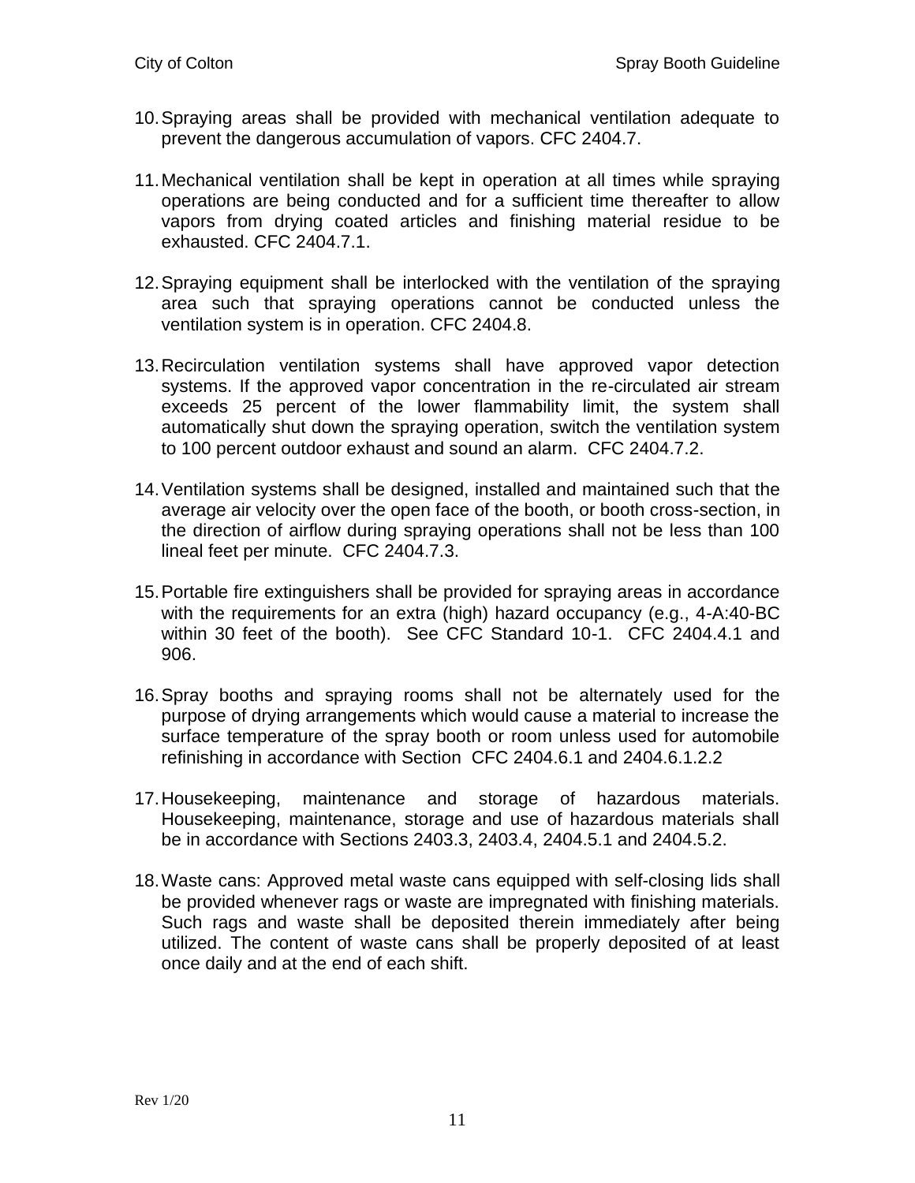10. Spraying areas shall be provided with mechanical ventilation adequate to prevent the dangerous accumulation of vapors. CFC 2404.7.

11. Mechanical ventilation shall be kept in operation at all times while spraying operations are being conducted and for a sufficient time thereafter to allow vapors from drying coated articles and finishing material residue to be exhausted. CFC 2404.7.1.

12. Spraying equipment shall be interlocked with the ventilation of the spraying area such that spraying operations cannot be conducted unless the ventilation system is in operation. CFC 2404.8.

13. Recirculation ventilation systems shall have approved vapor detection systems. If the approved vapor concentration in the re-circulated air stream exceeds 25 percent of the lower flammability limit, the system shall automatically shut down the spraying operation, switch the ventilation system to 100 percent outdoor exhaust and sound an alarm. CFC 2404.7.2.

14. Ventilation systems shall be designed, installed and maintained such that the average air velocity over the open face of the booth, or booth cross-section, in the direction of airflow during spraying operations shall not be less than 100 lineal feet per minute. CFC 2404.7.3.

15. Portable fire extinguishers shall be provided for spraying areas in accordance with the requirements for an extra (high) hazard occupancy (e.g., 4-A:40-BC within 30 feet of the booth). See CFC Standard 10-1. CFC 2404.4.1 and 906.

16. Spray booths and spraying rooms shall not be alternately used for the purpose of drying arrangements which would cause a material to increase the surface temperature of the spray booth or room unless used for automobile refinishing in accordance with Section CFC 2404.6.1 and 2404.6.1.2.2

17. Housekeeping, maintenance and storage of hazardous materials. Housekeeping, maintenance, storage and use of hazardous materials shall be in accordance with Sections 2403.3, 2403.4, 2404.5.1 and 2404.5.2.

18. Waste cans: Approved metal waste cans equipped with self-closing lids shall be provided whenever rags or waste are impregnated with finishing materials. Such rags and waste shall be deposited therein immediately after being utilized. The content of waste cans shall be properly deposited of at least once daily and at the end of each shift.

Rev 1/20